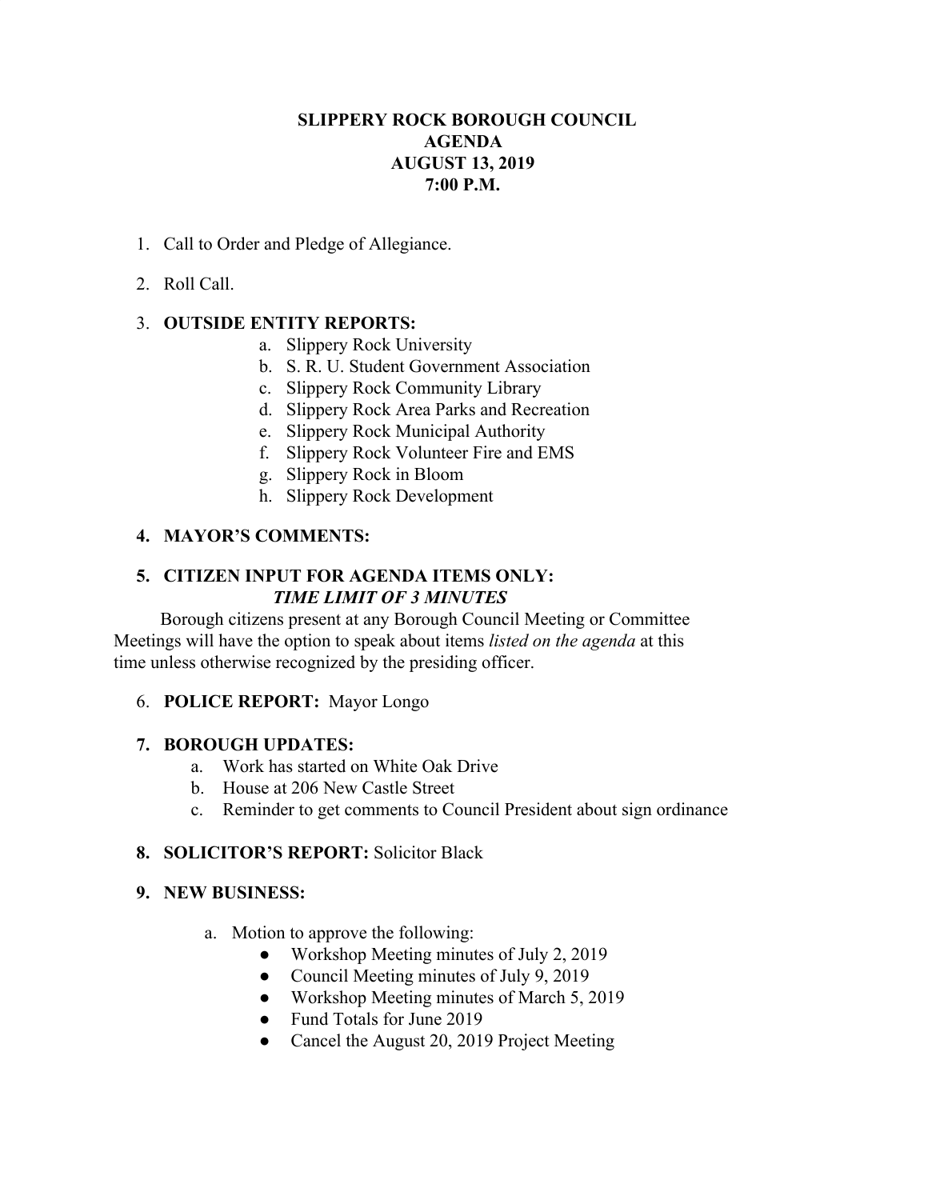# SLIPPERY ROCK BOROUGH COUNCIL
## AGENDA
## AUGUST 13, 2019
## 7:00 P.M.

1. Call to Order and Pledge of Allegiance.

2. Roll Call.

3. **OUTSIDE ENTITY REPORTS:**
   a. Slippery Rock University
   b. S. R. U. Student Government Association
   c. Slippery Rock Community Library
   d. Slippery Rock Area Parks and Recreation
   e. Slippery Rock Municipal Authority
   f. Slippery Rock Volunteer Fire and EMS
   g. Slippery Rock in Bloom
   h. Slippery Rock Development

4. **MAYOR'S COMMENTS:**

5. **CITIZEN INPUT FOR AGENDA ITEMS ONLY:**
   ***TIME LIMIT OF 3 MINUTES***

   Borough citizens present at any Borough Council Meeting or Committee Meetings will have the option to speak about items *listed on the agenda* at this time unless otherwise recognized by the presiding officer.

6. **POLICE REPORT:** Mayor Longo

7. **BOROUGH UPDATES:**
   a. Work has started on White Oak Drive
   b. House at 206 New Castle Street
   c. Reminder to get comments to Council President about sign ordinance

8. **SOLICITOR'S REPORT:** Solicitor Black

9. **NEW BUSINESS:**

   a. Motion to approve the following:
      - Workshop Meeting minutes of July 2, 2019
      - Council Meeting minutes of July 9, 2019
      - Workshop Meeting minutes of March 5, 2019
      - Fund Totals for June 2019
      - Cancel the August 20, 2019 Project Meeting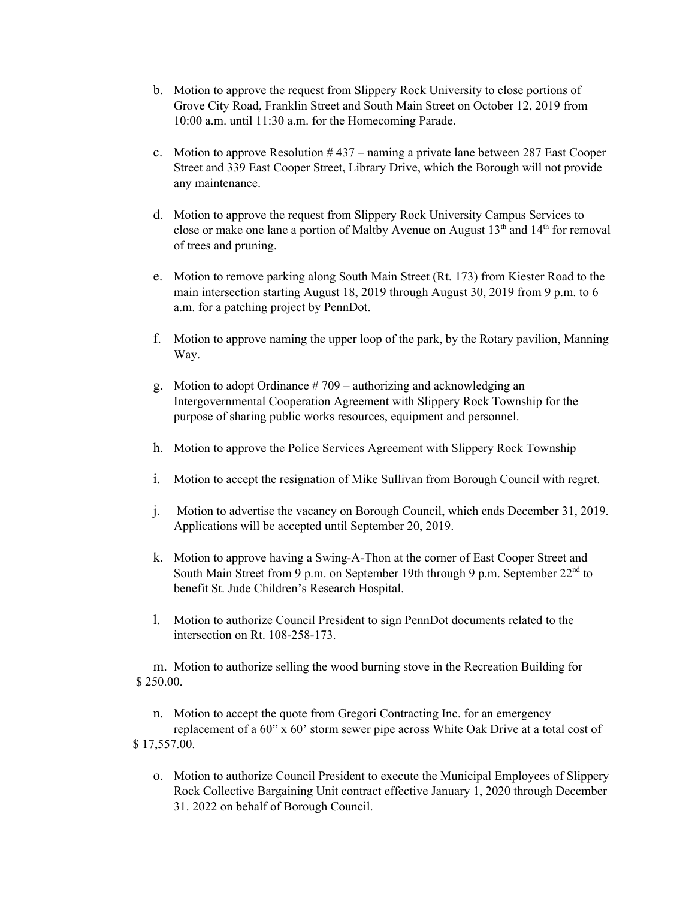b. Motion to approve the request from Slippery Rock University to close portions of Grove City Road, Franklin Street and South Main Street on October 12, 2019 from 10:00 a.m. until 11:30 a.m. for the Homecoming Parade.

c. Motion to approve Resolution # 437 – naming a private lane between 287 East Cooper Street and 339 East Cooper Street, Library Drive, which the Borough will not provide any maintenance.

d. Motion to approve the request from Slippery Rock University Campus Services to close or make one lane a portion of Maltby Avenue on August 13th and 14th for removal of trees and pruning.

e. Motion to remove parking along South Main Street (Rt. 173) from Kiester Road to the main intersection starting August 18, 2019 through August 30, 2019 from 9 p.m. to 6 a.m. for a patching project by PennDot.

f. Motion to approve naming the upper loop of the park, by the Rotary pavilion, Manning Way.

g. Motion to adopt Ordinance # 709 – authorizing and acknowledging an Intergovernmental Cooperation Agreement with Slippery Rock Township for the purpose of sharing public works resources, equipment and personnel.

h. Motion to approve the Police Services Agreement with Slippery Rock Township

i. Motion to accept the resignation of Mike Sullivan from Borough Council with regret.

j. Motion to advertise the vacancy on Borough Council, which ends December 31, 2019. Applications will be accepted until September 20, 2019.

k. Motion to approve having a Swing-A-Thon at the corner of East Cooper Street and South Main Street from 9 p.m. on September 19th through 9 p.m. September 22nd to benefit St. Jude Children's Research Hospital.

l. Motion to authorize Council President to sign PennDot documents related to the intersection on Rt. 108-258-173.

m. Motion to authorize selling the wood burning stove in the Recreation Building for $ 250.00.

n. Motion to accept the quote from Gregori Contracting Inc. for an emergency replacement of a 60" x 60' storm sewer pipe across White Oak Drive at a total cost of $ 17,557.00.

o. Motion to authorize Council President to execute the Municipal Employees of Slippery Rock Collective Bargaining Unit contract effective January 1, 2020 through December 31. 2022 on behalf of Borough Council.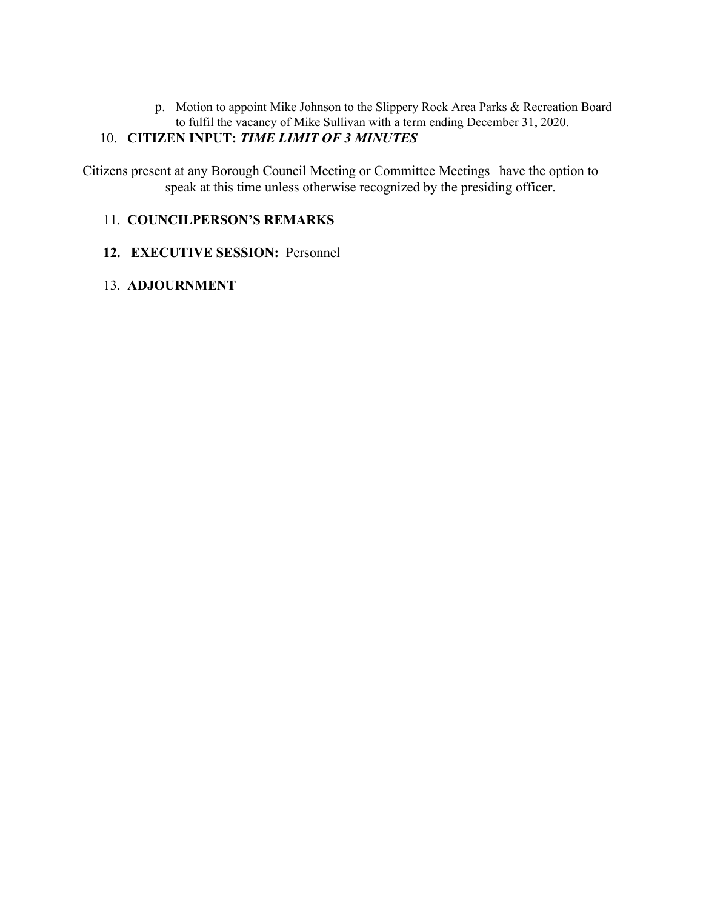p. Motion to appoint Mike Johnson to the Slippery Rock Area Parks & Recreation Board to fulfil the vacancy of Mike Sullivan with a term ending December 31, 2020.

10. **CITIZEN INPUT:** ***TIME LIMIT OF 3 MINUTES***

Citizens present at any Borough Council Meeting or Committee Meetings have the option to speak at this time unless otherwise recognized by the presiding officer.

11. **COUNCILPERSON'S REMARKS**

12. **EXECUTIVE SESSION:** Personnel

13. **ADJOURNMENT**